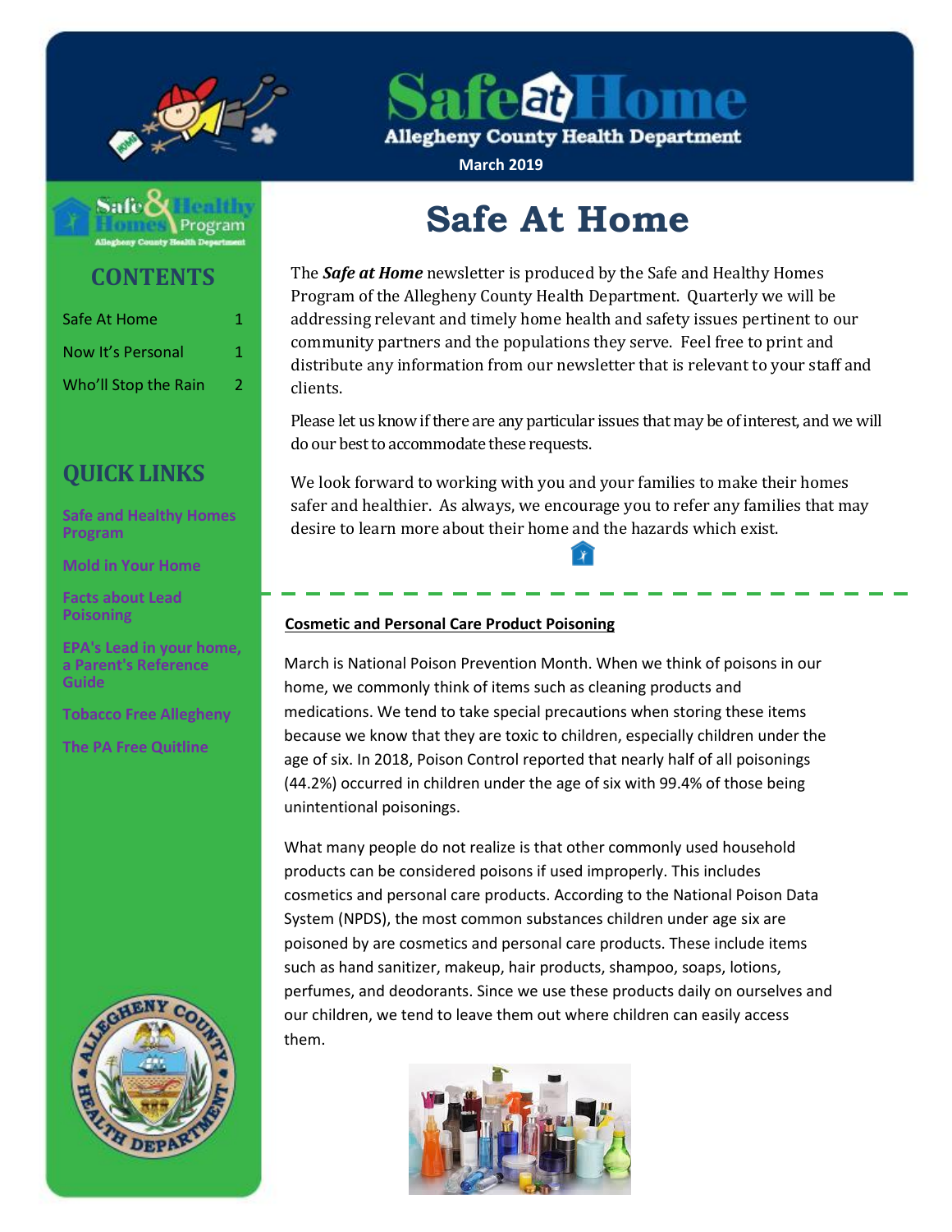# Safe at Home

**Allegheny County Health Department**

March 2019

## CONTENTS

| | |
|---|---|
| Safe At Home | 1 |
| Now It's Personal | 1 |
| Who'll Stop the Rain | 2 |

## QUICK LINKS

Safe and Healthy Homes Program

Mold in Your Home

Facts about Lead Poisoning

EPA's Lead in your home, a Parent's Reference Guide

Tobacco Free Allegheny

The PA Free Quitline

# Safe At Home

The ***Safe at Home*** newsletter is produced by the Safe and Healthy Homes Program of the Allegheny County Health Department. Quarterly we will be addressing relevant and timely home health and safety issues pertinent to our community partners and the populations they serve. Feel free to print and distribute any information from our newsletter that is relevant to your staff and clients.

Please let us know if there are any particular issues that may be of interest, and we will do our best to accommodate these requests.

We look forward to working with you and your families to make their homes safer and healthier. As always, we encourage you to refer any families that may desire to learn more about their home and the hazards which exist.

---

**Cosmetic and Personal Care Product Poisoning**

March is National Poison Prevention Month. When we think of poisons in our home, we commonly think of items such as cleaning products and medications. We tend to take special precautions when storing these items because we know that they are toxic to children, especially children under the age of six. In 2018, Poison Control reported that nearly half of all poisonings (44.2%) occurred in children under the age of six with 99.4% of those being unintentional poisonings.

What many people do not realize is that other commonly used household products can be considered poisons if used improperly. This includes cosmetics and personal care products. According to the National Poison Data System (NPDS), the most common substances children under age six are poisoned by are cosmetics and personal care products. These include items such as hand sanitizer, makeup, hair products, shampoo, soaps, lotions, perfumes, and deodorants. Since we use these products daily on ourselves and our children, we tend to leave them out where children can easily access them.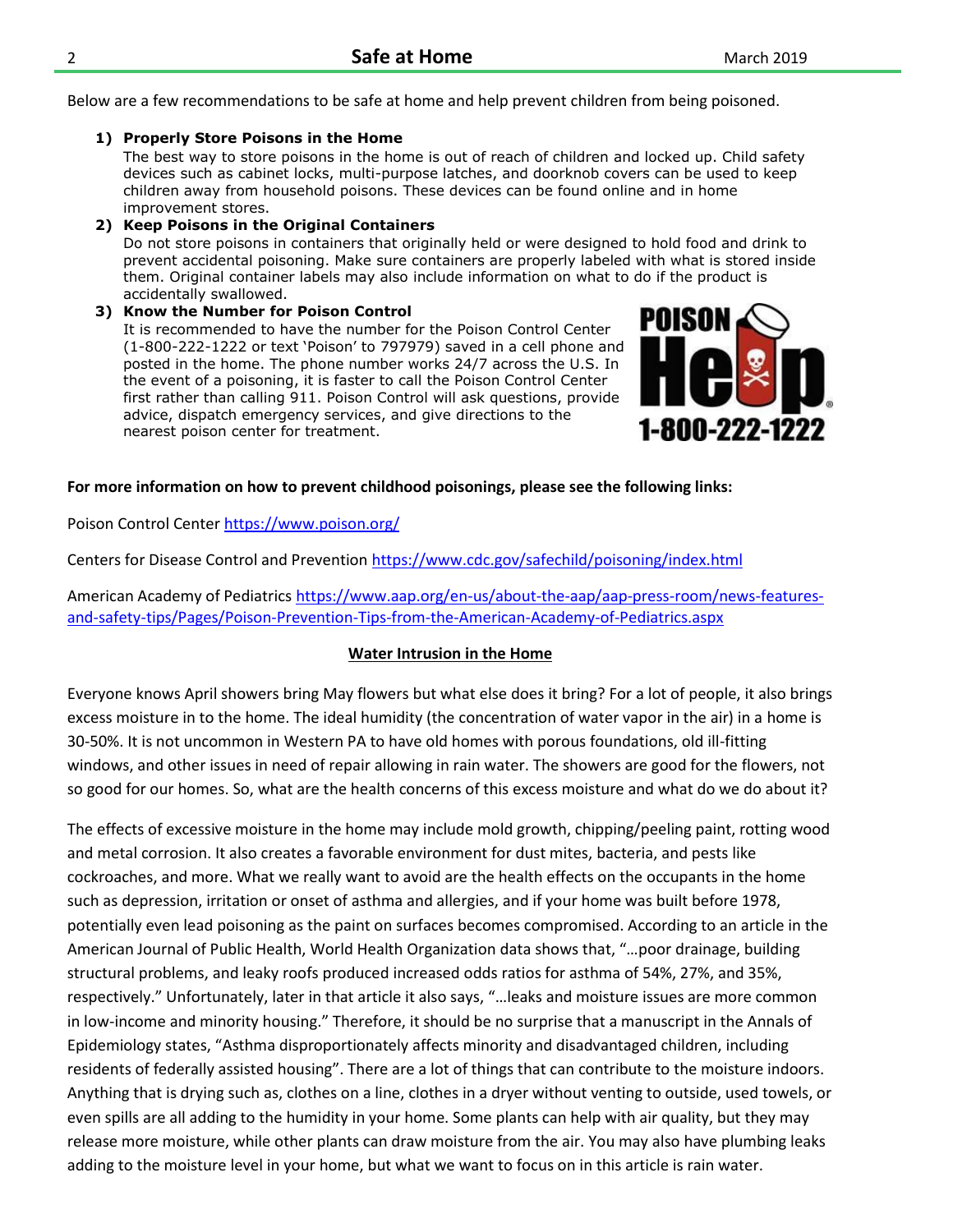Below are a few recommendations to be safe at home and help prevent children from being poisoned.

1) **Properly Store Poisons in the Home**
   The best way to store poisons in the home is out of reach of children and locked up. Child safety devices such as cabinet locks, multi-purpose latches, and doorknob covers can be used to keep children away from household poisons. These devices can be found online and in home improvement stores.
2) **Keep Poisons in the Original Containers**
   Do not store poisons in containers that originally held or were designed to hold food and drink to prevent accidental poisoning. Make sure containers are properly labeled with what is stored inside them. Original container labels may also include information on what to do if the product is accidentally swallowed.
3) **Know the Number for Poison Control**
   It is recommended to have the number for the Poison Control Center (1-800-222-1222 or text 'Poison' to 797979) saved in a cell phone and posted in the home. The phone number works 24/7 across the U.S. In the event of a poisoning, it is faster to call the Poison Control Center first rather than calling 911. Poison Control will ask questions, provide advice, dispatch emergency services, and give directions to the nearest poison center for treatment.

POISON Help 1-800-222-1222

**For more information on how to prevent childhood poisonings, please see the following links:**

Poison Control Center https://www.poison.org/

Centers for Disease Control and Prevention https://www.cdc.gov/safechild/poisoning/index.html

American Academy of Pediatrics https://www.aap.org/en-us/about-the-aap/aap-press-room/news-features-and-safety-tips/Pages/Poison-Prevention-Tips-from-the-American-Academy-of-Pediatrics.aspx

## Water Intrusion in the Home

Everyone knows April showers bring May flowers but what else does it bring? For a lot of people, it also brings excess moisture in to the home. The ideal humidity (the concentration of water vapor in the air) in a home is 30-50%. It is not uncommon in Western PA to have old homes with porous foundations, old ill-fitting windows, and other issues in need of repair allowing in rain water. The showers are good for the flowers, not so good for our homes. So, what are the health concerns of this excess moisture and what do we do about it?

The effects of excessive moisture in the home may include mold growth, chipping/peeling paint, rotting wood and metal corrosion. It also creates a favorable environment for dust mites, bacteria, and pests like cockroaches, and more. What we really want to avoid are the health effects on the occupants in the home such as depression, irritation or onset of asthma and allergies, and if your home was built before 1978, potentially even lead poisoning as the paint on surfaces becomes compromised. According to an article in the American Journal of Public Health, World Health Organization data shows that, "…poor drainage, building structural problems, and leaky roofs produced increased odds ratios for asthma of 54%, 27%, and 35%, respectively." Unfortunately, later in that article it also says, "…leaks and moisture issues are more common in low-income and minority housing." Therefore, it should be no surprise that a manuscript in the Annals of Epidemiology states, "Asthma disproportionately affects minority and disadvantaged children, including residents of federally assisted housing". There are a lot of things that can contribute to the moisture indoors. Anything that is drying such as, clothes on a line, clothes in a dryer without venting to outside, used towels, or even spills are all adding to the humidity in your home. Some plants can help with air quality, but they may release more moisture, while other plants can draw moisture from the air. You may also have plumbing leaks adding to the moisture level in your home, but what we want to focus on in this article is rain water.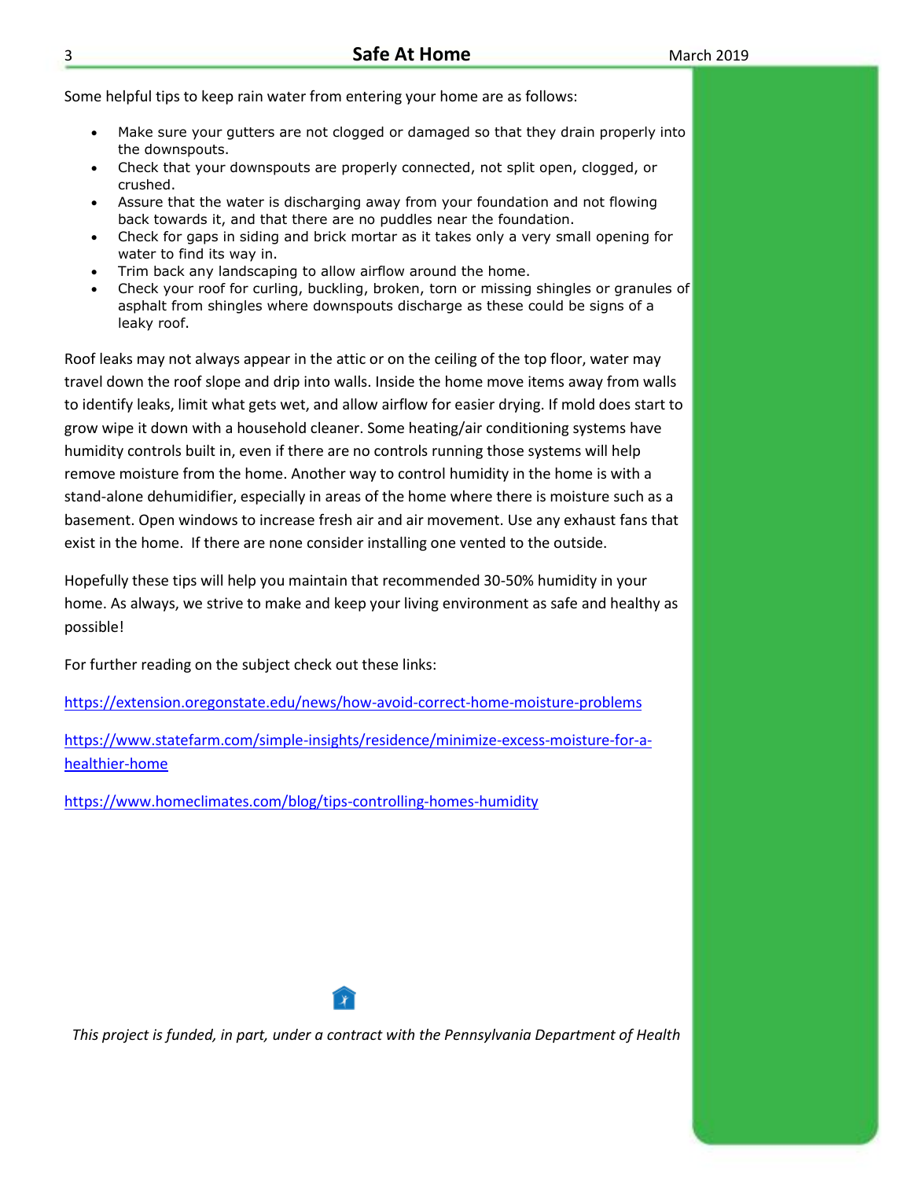Some helpful tips to keep rain water from entering your home are as follows:

- Make sure your gutters are not clogged or damaged so that they drain properly into the downspouts.
- Check that your downspouts are properly connected, not split open, clogged, or crushed.
- Assure that the water is discharging away from your foundation and not flowing back towards it, and that there are no puddles near the foundation.
- Check for gaps in siding and brick mortar as it takes only a very small opening for water to find its way in.
- Trim back any landscaping to allow airflow around the home.
- Check your roof for curling, buckling, broken, torn or missing shingles or granules of asphalt from shingles where downspouts discharge as these could be signs of a leaky roof.

Roof leaks may not always appear in the attic or on the ceiling of the top floor, water may travel down the roof slope and drip into walls. Inside the home move items away from walls to identify leaks, limit what gets wet, and allow airflow for easier drying. If mold does start to grow wipe it down with a household cleaner. Some heating/air conditioning systems have humidity controls built in, even if there are no controls running those systems will help remove moisture from the home. Another way to control humidity in the home is with a stand-alone dehumidifier, especially in areas of the home where there is moisture such as a basement. Open windows to increase fresh air and air movement. Use any exhaust fans that exist in the home. If there are none consider installing one vented to the outside.

Hopefully these tips will help you maintain that recommended 30-50% humidity in your home. As always, we strive to make and keep your living environment as safe and healthy as possible!

For further reading on the subject check out these links:

https://extension.oregonstate.edu/news/how-avoid-correct-home-moisture-problems

https://www.statefarm.com/simple-insights/residence/minimize-excess-moisture-for-a-healthier-home

https://www.homeclimates.com/blog/tips-controlling-homes-humidity

*This project is funded, in part, under a contract with the Pennsylvania Department of Health*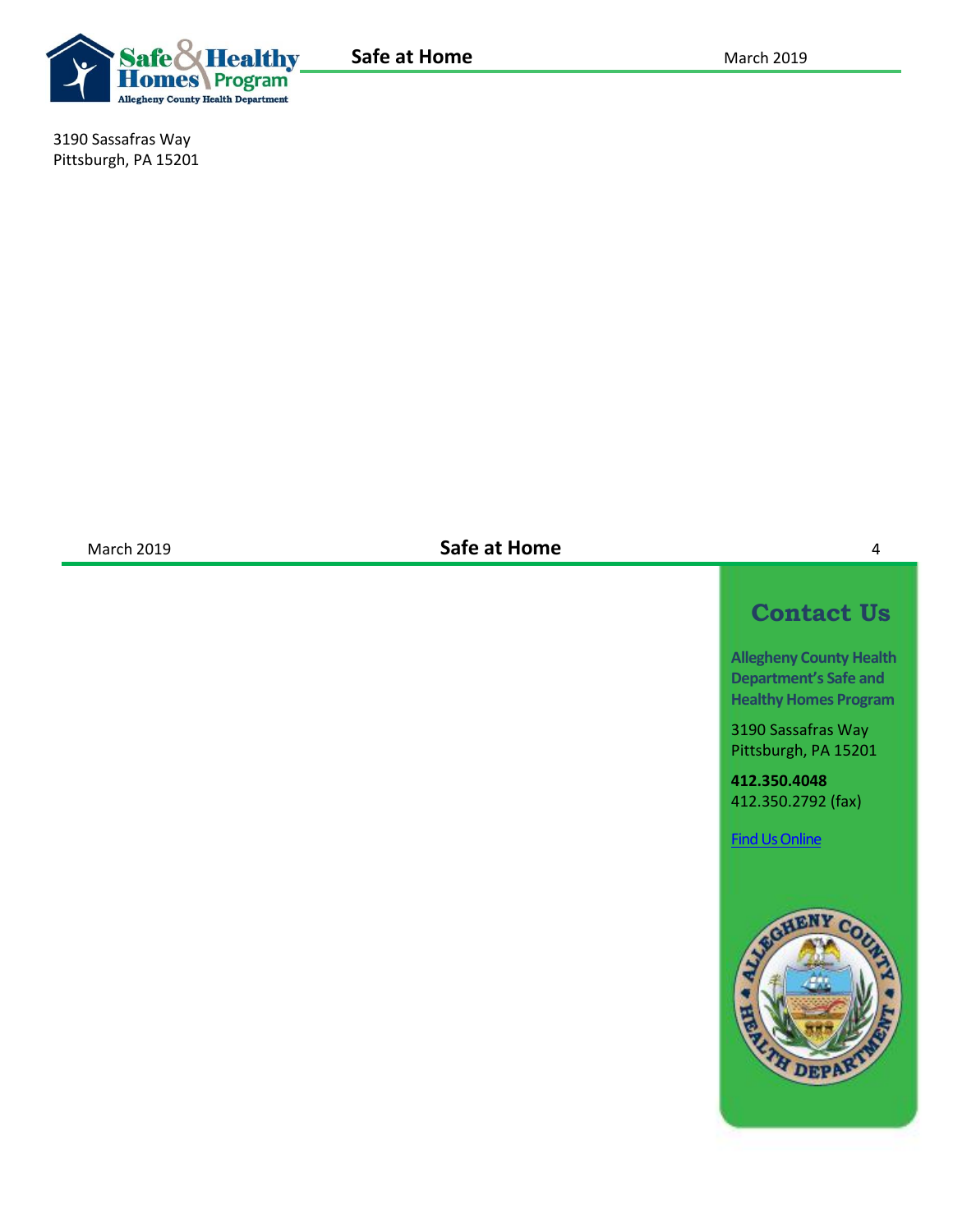3190 Sassafras Way
Pittsburgh, PA 15201

## Contact Us

**Allegheny County Health Department's Safe and Healthy Homes Program**

3190 Sassafras Way
Pittsburgh, PA 15201

**412.350.4048**
412.350.2792 (fax)

Find Us Online